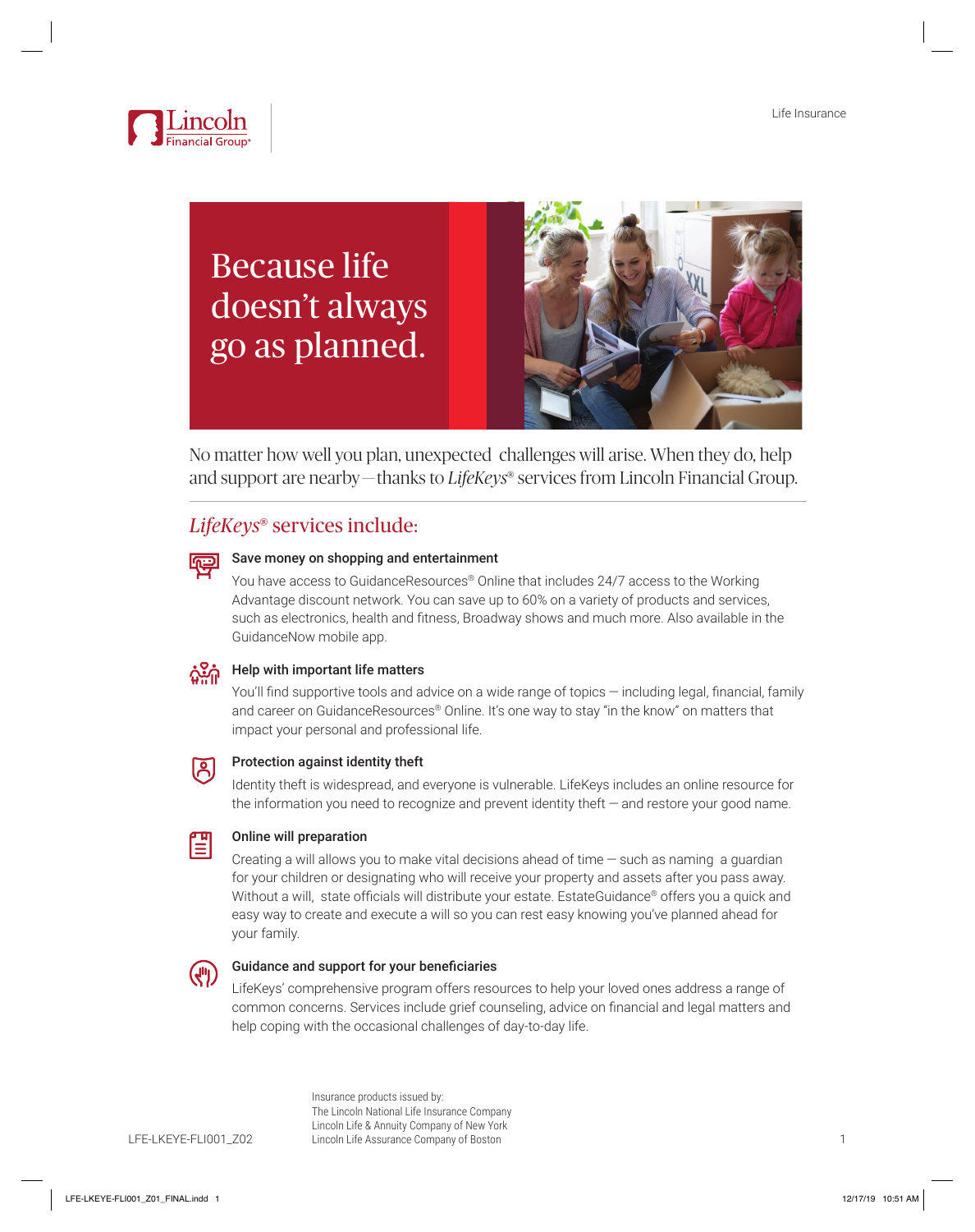Lincoln Financial Group®

Life Insurance

# Because life doesn't always go as planned.

No matter how well you plan, unexpected challenges will arise. When they do, help and support are nearby — thanks to *LifeKeys*® services from Lincoln Financial Group.

## *LifeKeys*® services include:

**Save money on shopping and entertainment**

You have access to GuidanceResources® Online that includes 24/7 access to the Working Advantage discount network. You can save up to 60% on a variety of products and services, such as electronics, health and fitness, Broadway shows and much more. Also available in the GuidanceNow mobile app.

**Help with important life matters**

You'll find supportive tools and advice on a wide range of topics — including legal, financial, family and career on GuidanceResources® Online. It's one way to stay "in the know" on matters that impact your personal and professional life.

**Protection against identity theft**

Identity theft is widespread, and everyone is vulnerable. LifeKeys includes an online resource for the information you need to recognize and prevent identity theft — and restore your good name.

**Online will preparation**

Creating a will allows you to make vital decisions ahead of time — such as naming a guardian for your children or designating who will receive your property and assets after you pass away. Without a will, state officials will distribute your estate. EstateGuidance® offers you a quick and easy way to create and execute a will so you can rest easy knowing you've planned ahead for your family.

**Guidance and support for your beneficiaries**

LifeKeys' comprehensive program offers resources to help your loved ones address a range of common concerns. Services include grief counseling, advice on financial and legal matters and help coping with the occasional challenges of day-to-day life.

LFE-LKEYE-FLI001_Z02

Insurance products issued by:
The Lincoln National Life Insurance Company
Lincoln Life & Annuity Company of New York
Lincoln Life Assurance Company of Boston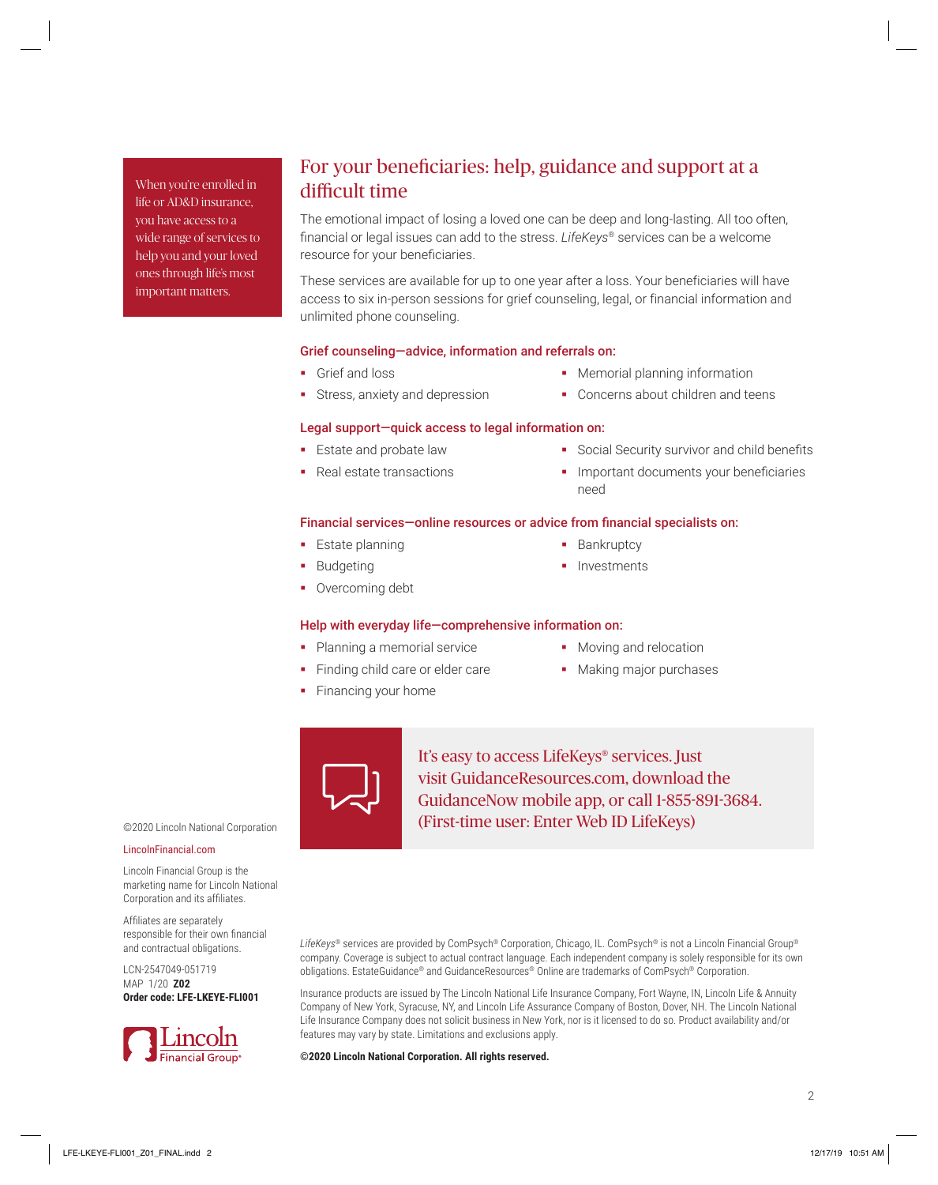When you're enrolled in life or AD&D insurance, you have access to a wide range of services to help you and your loved ones through life's most important matters.

## For your beneficiaries: help, guidance and support at a difficult time

The emotional impact of losing a loved one can be deep and long-lasting. All too often, financial or legal issues can add to the stress. *LifeKeys*® services can be a welcome resource for your beneficiaries.

These services are available for up to one year after a loss. Your beneficiaries will have access to six in-person sessions for grief counseling, legal, or financial information and unlimited phone counseling.

### Grief counseling—advice, information and referrals on:

- Grief and loss
- Stress, anxiety and depression
- Memorial planning information
- Concerns about children and teens

### Legal support—quick access to legal information on:

- Estate and probate law
- Real estate transactions
- Social Security survivor and child benefits
- Important documents your beneficiaries need

### Financial services—online resources or advice from financial specialists on:

- Estate planning
- Budgeting
- Overcoming debt
- Bankruptcy
- Investments

### Help with everyday life—comprehensive information on:

- Planning a memorial service
- Finding child care or elder care
- Financing your home
- Moving and relocation
- Making major purchases

It's easy to access LifeKeys® services. Just visit GuidanceResources.com, download the GuidanceNow mobile app, or call 1-855-891-3684. (First-time user: Enter Web ID LifeKeys)

©2020 Lincoln National Corporation

LincolnFinancial.com

Lincoln Financial Group is the marketing name for Lincoln National Corporation and its affiliates.

Affiliates are separately responsible for their own financial and contractual obligations.

LCN-2547049-051719
MAP 1/20 **Z02**
**Order code: LFE-LKEYE-FLI001**

*LifeKeys*® services are provided by ComPsych® Corporation, Chicago, IL. ComPsych® is not a Lincoln Financial Group® company. Coverage is subject to actual contract language. Each independent company is solely responsible for its own obligations. EstateGuidance® and GuidanceResources® Online are trademarks of ComPsych® Corporation.

Insurance products are issued by The Lincoln National Life Insurance Company, Fort Wayne, IN, Lincoln Life & Annuity Company of New York, Syracuse, NY, and Lincoln Life Assurance Company of Boston, Dover, NH. The Lincoln National Life Insurance Company does not solicit business in New York, nor is it licensed to do so. Product availability and/or features may vary by state. Limitations and exclusions apply.

**©2020 Lincoln National Corporation. All rights reserved.**